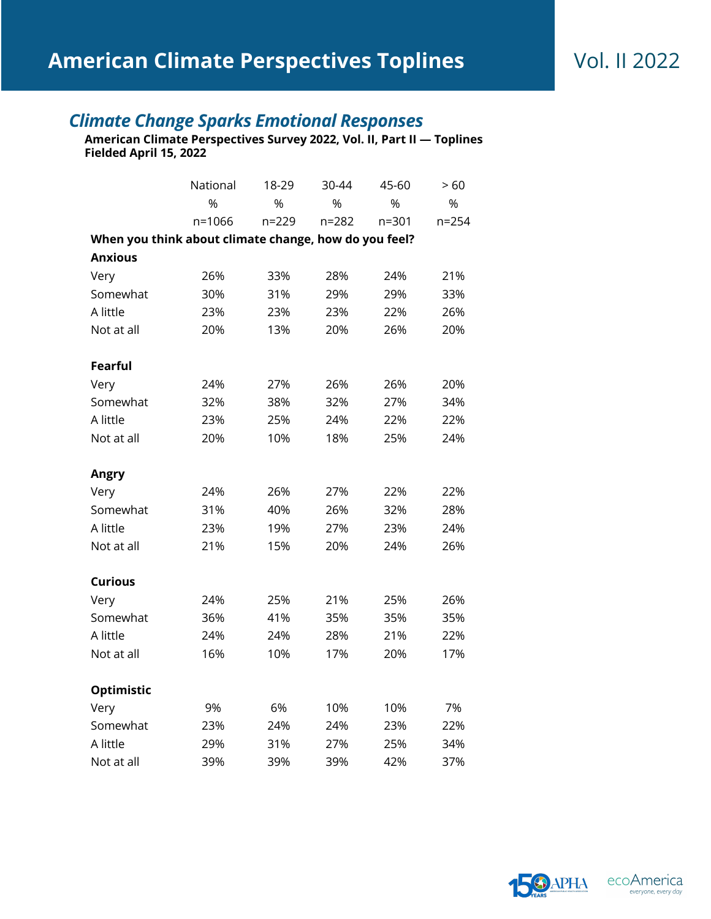# American Climate Perspectives Toplines

Vol. II 2022

## *Climate Change Sparks Emotional Responses*

**American Climate Perspectives Survey 2022, Vol. II, Part II — Toplines**
**Fielded April 15, 2022**

| | National | 18-29 | 30-44 | 45-60 | > 60 |
|---|---|---|---|---|---|
| | % | % | % | % | % |
| | n=1066 | n=229 | n=282 | n=301 | n=254 |
| **When you think about climate change, how do you feel?** | | | | | |
| **Anxious** | | | | | |
| Very | 26% | 33% | 28% | 24% | 21% |
| Somewhat | 30% | 31% | 29% | 29% | 33% |
| A little | 23% | 23% | 23% | 22% | 26% |
| Not at all | 20% | 13% | 20% | 26% | 20% |
| **Fearful** | | | | | |
| Very | 24% | 27% | 26% | 26% | 20% |
| Somewhat | 32% | 38% | 32% | 27% | 34% |
| A little | 23% | 25% | 24% | 22% | 22% |
| Not at all | 20% | 10% | 18% | 25% | 24% |
| **Angry** | | | | | |
| Very | 24% | 26% | 27% | 22% | 22% |
| Somewhat | 31% | 40% | 26% | 32% | 28% |
| A little | 23% | 19% | 27% | 23% | 24% |
| Not at all | 21% | 15% | 20% | 24% | 26% |
| **Curious** | | | | | |
| Very | 24% | 25% | 21% | 25% | 26% |
| Somewhat | 36% | 41% | 35% | 35% | 35% |
| A little | 24% | 24% | 28% | 21% | 22% |
| Not at all | 16% | 10% | 17% | 20% | 17% |
| **Optimistic** | | | | | |
| Very | 9% | 6% | 10% | 10% | 7% |
| Somewhat | 23% | 24% | 24% | 23% | 22% |
| A little | 29% | 31% | 27% | 25% | 34% |
| Not at all | 39% | 39% | 39% | 42% | 37% |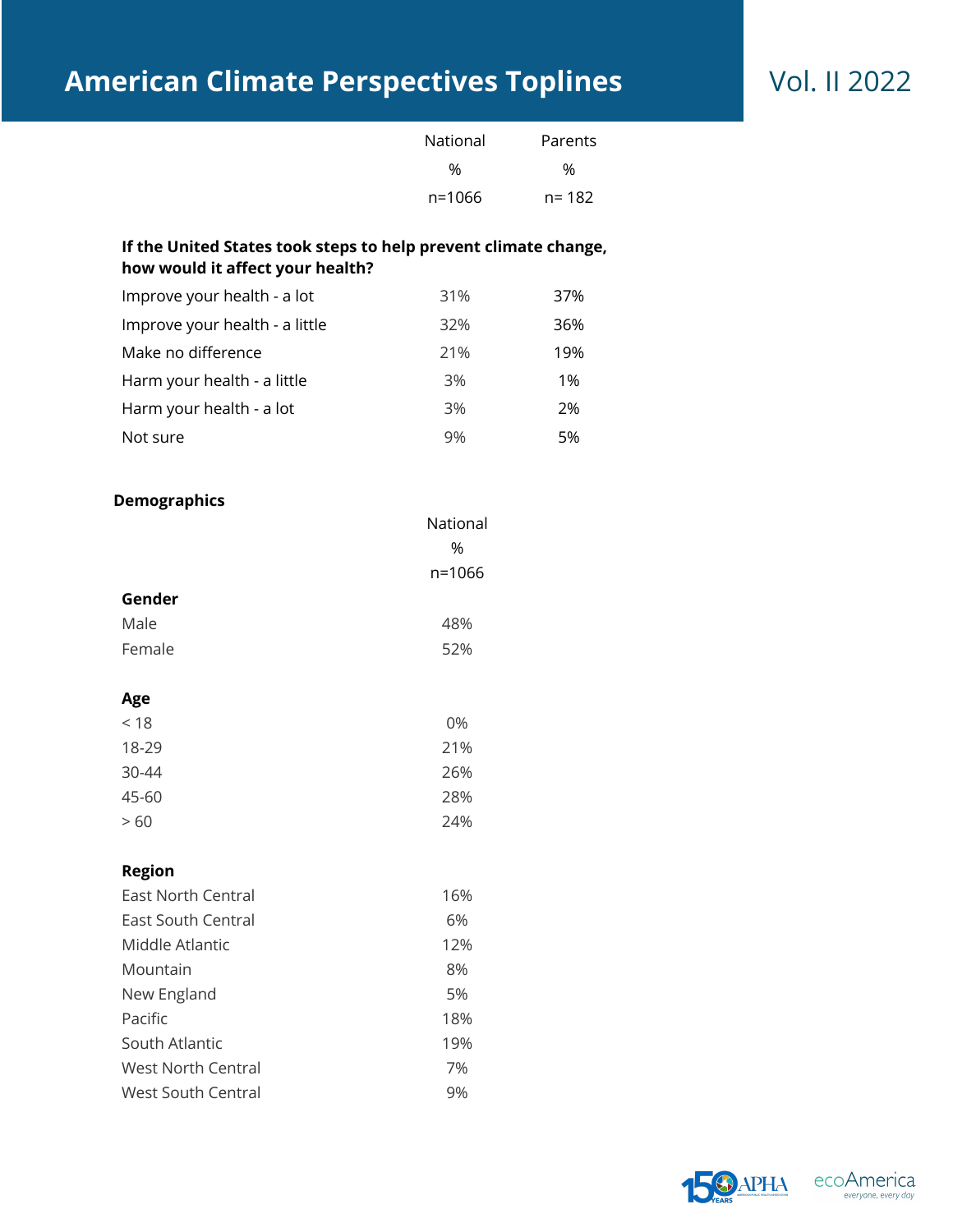# American Climate Perspectives Toplines

Vol. II 2022

| | National<br>%<br>n=1066 | Parents<br>%<br>n= 182 |
|---|---|---|
| **If the United States took steps to help prevent climate change, how would it affect your health?** | | |
| Improve your health - a lot | 31% | 37% |
| Improve your health - a little | 32% | 36% |
| Make no difference | 21% | 19% |
| Harm your health - a little | 3% | 1% |
| Harm your health - a lot | 3% | 2% |
| Not sure | 9% | 5% |

## Demographics

| | National<br>%<br>n=1066 |
|---|---|
| **Gender** | |
| Male | 48% |
| Female | 52% |
| **Age** | |
| < 18 | 0% |
| 18-29 | 21% |
| 30-44 | 26% |
| 45-60 | 28% |
| > 60 | 24% |
| **Region** | |
| East North Central | 16% |
| East South Central | 6% |
| Middle Atlantic | 12% |
| Mountain | 8% |
| New England | 5% |
| Pacific | 18% |
| South Atlantic | 19% |
| West North Central | 7% |
| West South Central | 9% |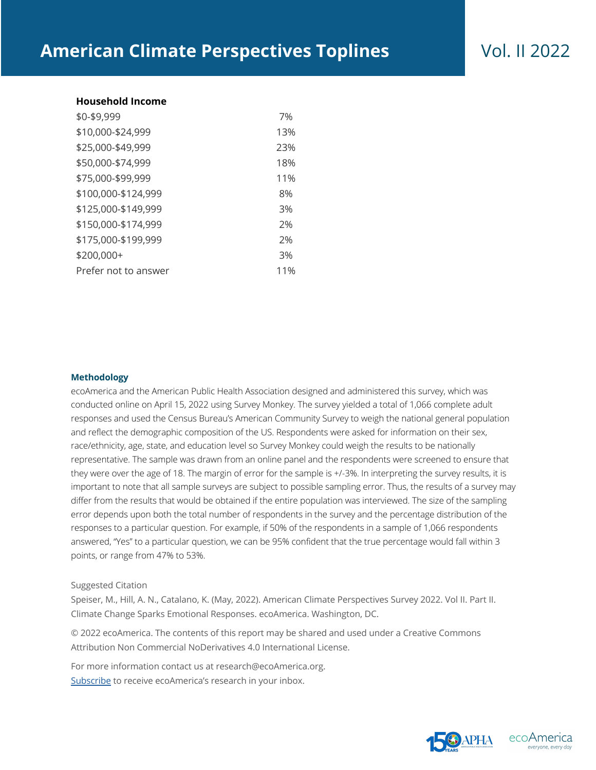**Household Income**

| | |
|---|---|
| \$0-\$9,999 | 7% |
| \$10,000-\$24,999 | 13% |
| \$25,000-\$49,999 | 23% |
| \$50,000-\$74,999 | 18% |
| \$75,000-\$99,999 | 11% |
| \$100,000-\$124,999 | 8% |
| \$125,000-\$149,999 | 3% |
| \$150,000-\$174,999 | 2% |
| \$175,000-\$199,999 | 2% |
| \$200,000+ | 3% |
| Prefer not to answer | 11% |

### Methodology

ecoAmerica and the American Public Health Association designed and administered this survey, which was conducted online on April 15, 2022 using Survey Monkey. The survey yielded a total of 1,066 complete adult responses and used the Census Bureau's American Community Survey to weigh the national general population and reflect the demographic composition of the US. Respondents were asked for information on their sex, race/ethnicity, age, state, and education level so Survey Monkey could weigh the results to be nationally representative. The sample was drawn from an online panel and the respondents were screened to ensure that they were over the age of 18. The margin of error for the sample is +/-3%. In interpreting the survey results, it is important to note that all sample surveys are subject to possible sampling error. Thus, the results of a survey may differ from the results that would be obtained if the entire population was interviewed. The size of the sampling error depends upon both the total number of respondents in the survey and the percentage distribution of the responses to a particular question. For example, if 50% of the respondents in a sample of 1,066 respondents answered, "Yes" to a particular question, we can be 95% confident that the true percentage would fall within 3 points, or range from 47% to 53%.

Suggested Citation

Speiser, M., Hill, A. N., Catalano, K. (May, 2022). American Climate Perspectives Survey 2022. Vol II. Part II. Climate Change Sparks Emotional Responses. ecoAmerica. Washington, DC.

© 2022 ecoAmerica. The contents of this report may be shared and used under a Creative Commons Attribution Non Commercial NoDerivatives 4.0 International License.

For more information contact us at research@ecoAmerica.org.

Subscribe to receive ecoAmerica's research in your inbox.